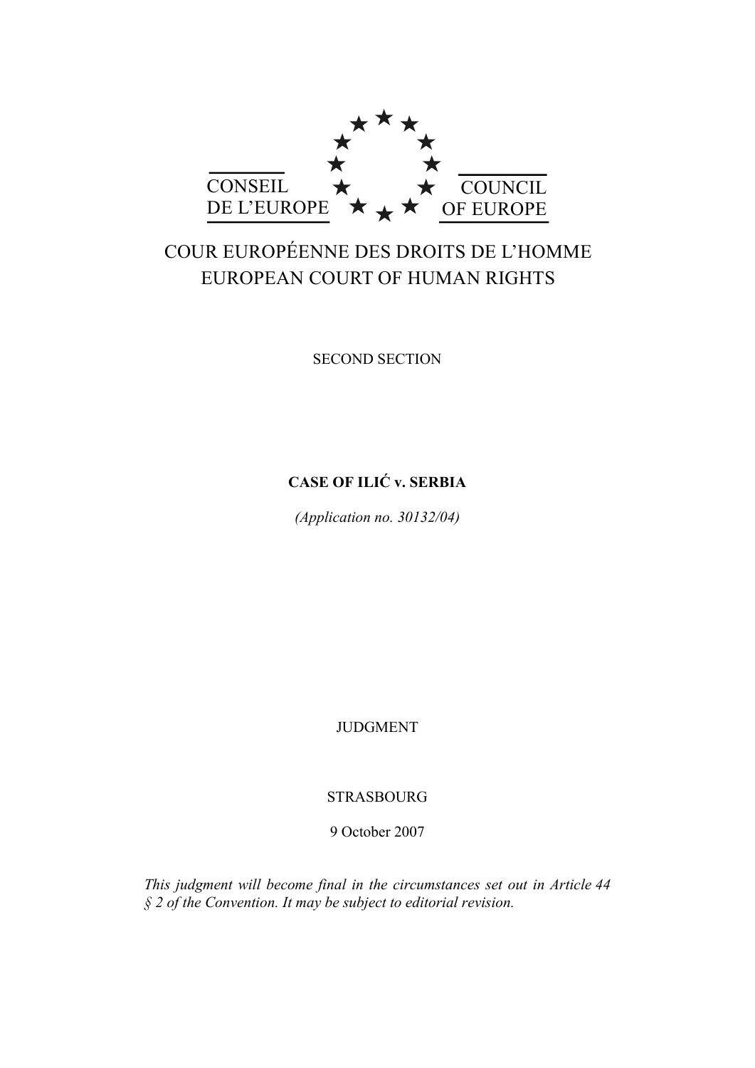CONSEIL DE L'EUROPE

COUNCIL OF EUROPE

COUR EUROPÉENNE DES DROITS DE L'HOMME
EUROPEAN COURT OF HUMAN RIGHTS

SECOND SECTION

**CASE OF ILIĆ v. SERBIA**

*(Application no. 30132/04)*

JUDGMENT

STRASBOURG

9 October 2007

*This judgment will become final in the circumstances set out in Article 44 § 2 of the Convention. It may be subject to editorial revision.*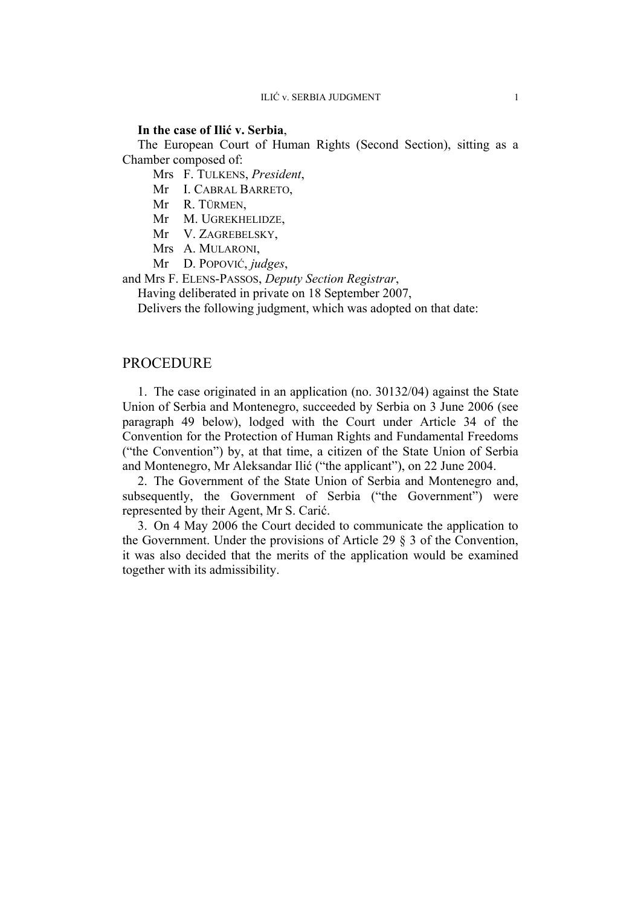**In the case of Ilić v. Serbia**,

The European Court of Human Rights (Second Section), sitting as a Chamber composed of:

Mrs F. Tulkens, *President*,
Mr I. Cabral Barreto,
Mr R. Türmen,
Mr M. Ugrekhelidze,
Mr V. Zagrebelsky,
Mrs A. Mularoni,
Mr D. Popović, *judges*,
and Mrs F. Elens-Passos, *Deputy Section Registrar*,

Having deliberated in private on 18 September 2007,

Delivers the following judgment, which was adopted on that date:

# PROCEDURE

1. The case originated in an application (no. 30132/04) against the State Union of Serbia and Montenegro, succeeded by Serbia on 3 June 2006 (see paragraph 49 below), lodged with the Court under Article 34 of the Convention for the Protection of Human Rights and Fundamental Freedoms ("the Convention") by, at that time, a citizen of the State Union of Serbia and Montenegro, Mr Aleksandar Ilić ("the applicant"), on 22 June 2004.

2. The Government of the State Union of Serbia and Montenegro and, subsequently, the Government of Serbia ("the Government") were represented by their Agent, Mr S. Carić.

3. On 4 May 2006 the Court decided to communicate the application to the Government. Under the provisions of Article 29 § 3 of the Convention, it was also decided that the merits of the application would be examined together with its admissibility.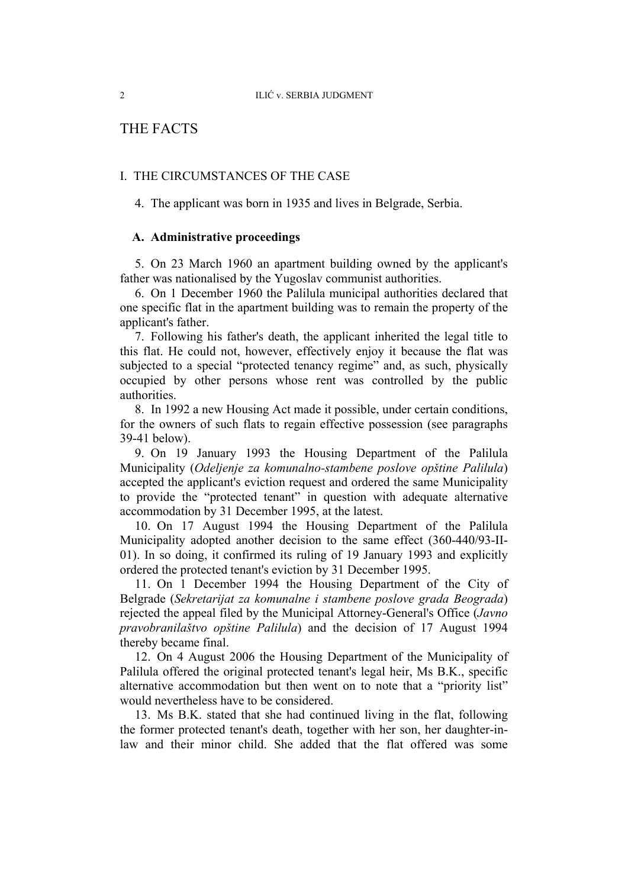# THE FACTS

## I. THE CIRCUMSTANCES OF THE CASE

4. The applicant was born in 1935 and lives in Belgrade, Serbia.

### A. Administrative proceedings

5. On 23 March 1960 an apartment building owned by the applicant's father was nationalised by the Yugoslav communist authorities.

6. On 1 December 1960 the Palilula municipal authorities declared that one specific flat in the apartment building was to remain the property of the applicant's father.

7. Following his father's death, the applicant inherited the legal title to this flat. He could not, however, effectively enjoy it because the flat was subjected to a special "protected tenancy regime" and, as such, physically occupied by other persons whose rent was controlled by the public authorities.

8. In 1992 a new Housing Act made it possible, under certain conditions, for the owners of such flats to regain effective possession (see paragraphs 39-41 below).

9. On 19 January 1993 the Housing Department of the Palilula Municipality (*Odeljenje za komunalno-stambene poslove opštine Palilula*) accepted the applicant's eviction request and ordered the same Municipality to provide the "protected tenant" in question with adequate alternative accommodation by 31 December 1995, at the latest.

10. On 17 August 1994 the Housing Department of the Palilula Municipality adopted another decision to the same effect (360-440/93-II-01). In so doing, it confirmed its ruling of 19 January 1993 and explicitly ordered the protected tenant's eviction by 31 December 1995.

11. On 1 December 1994 the Housing Department of the City of Belgrade (*Sekretarijat za komunalne i stambene poslove grada Beograda*) rejected the appeal filed by the Municipal Attorney-General's Office (*Javno pravobranilaštvo opštine Palilula*) and the decision of 17 August 1994 thereby became final.

12. On 4 August 2006 the Housing Department of the Municipality of Palilula offered the original protected tenant's legal heir, Ms B.K., specific alternative accommodation but then went on to note that a "priority list" would nevertheless have to be considered.

13. Ms B.K. stated that she had continued living in the flat, following the former protected tenant's death, together with her son, her daughter-in-law and their minor child. She added that the flat offered was some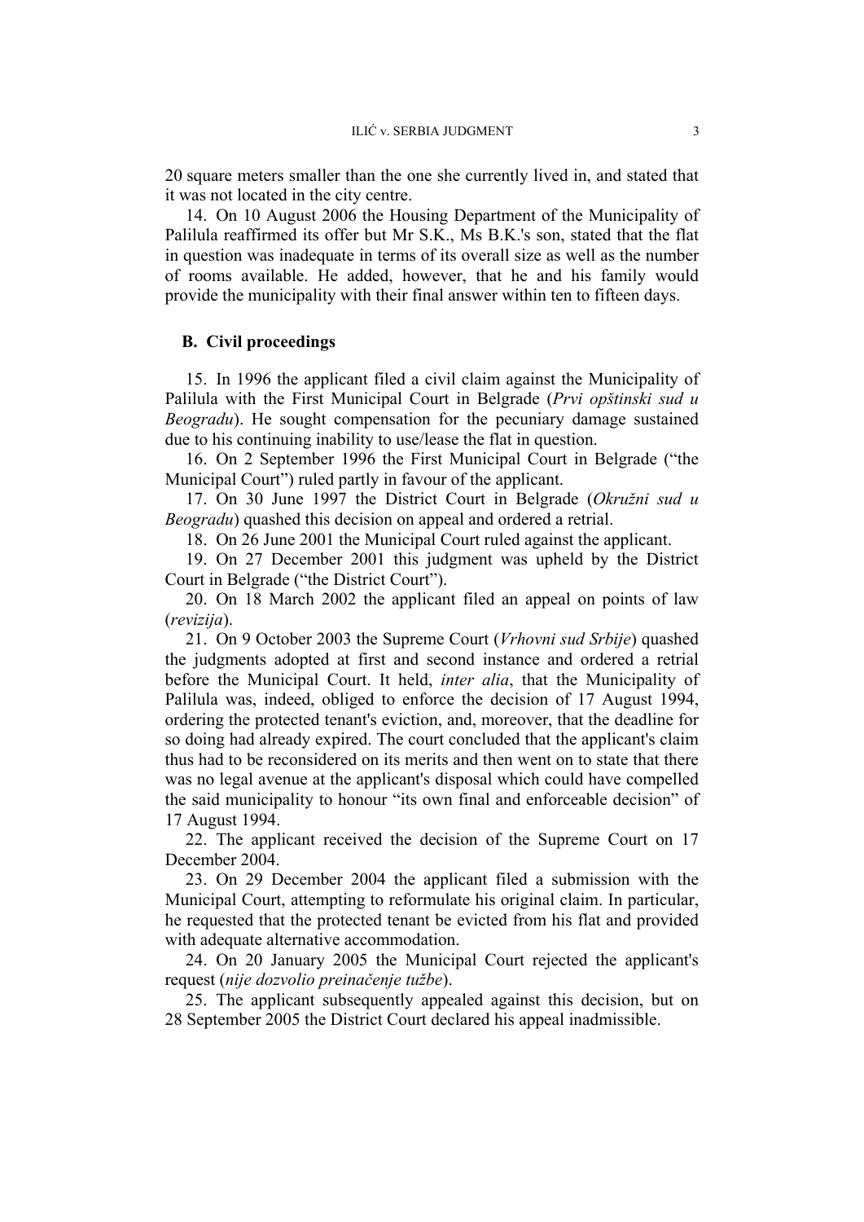20 square meters smaller than the one she currently lived in, and stated that it was not located in the city centre.

14. On 10 August 2006 the Housing Department of the Municipality of Palilula reaffirmed its offer but Mr S.K., Ms B.K.'s son, stated that the flat in question was inadequate in terms of its overall size as well as the number of rooms available. He added, however, that he and his family would provide the municipality with their final answer within ten to fifteen days.

### B. Civil proceedings

15. In 1996 the applicant filed a civil claim against the Municipality of Palilula with the First Municipal Court in Belgrade (*Prvi opštinski sud u Beogradu*). He sought compensation for the pecuniary damage sustained due to his continuing inability to use/lease the flat in question.

16. On 2 September 1996 the First Municipal Court in Belgrade ("the Municipal Court") ruled partly in favour of the applicant.

17. On 30 June 1997 the District Court in Belgrade (*Okružni sud u Beogradu*) quashed this decision on appeal and ordered a retrial.

18. On 26 June 2001 the Municipal Court ruled against the applicant.

19. On 27 December 2001 this judgment was upheld by the District Court in Belgrade ("the District Court").

20. On 18 March 2002 the applicant filed an appeal on points of law (*revizija*).

21. On 9 October 2003 the Supreme Court (*Vrhovni sud Srbije*) quashed the judgments adopted at first and second instance and ordered a retrial before the Municipal Court. It held, *inter alia*, that the Municipality of Palilula was, indeed, obliged to enforce the decision of 17 August 1994, ordering the protected tenant's eviction, and, moreover, that the deadline for so doing had already expired. The court concluded that the applicant's claim thus had to be reconsidered on its merits and then went on to state that there was no legal avenue at the applicant's disposal which could have compelled the said municipality to honour "its own final and enforceable decision" of 17 August 1994.

22. The applicant received the decision of the Supreme Court on 17 December 2004.

23. On 29 December 2004 the applicant filed a submission with the Municipal Court, attempting to reformulate his original claim. In particular, he requested that the protected tenant be evicted from his flat and provided with adequate alternative accommodation.

24. On 20 January 2005 the Municipal Court rejected the applicant's request (*nije dozvolio preinačenje tužbe*).

25. The applicant subsequently appealed against this decision, but on 28 September 2005 the District Court declared his appeal inadmissible.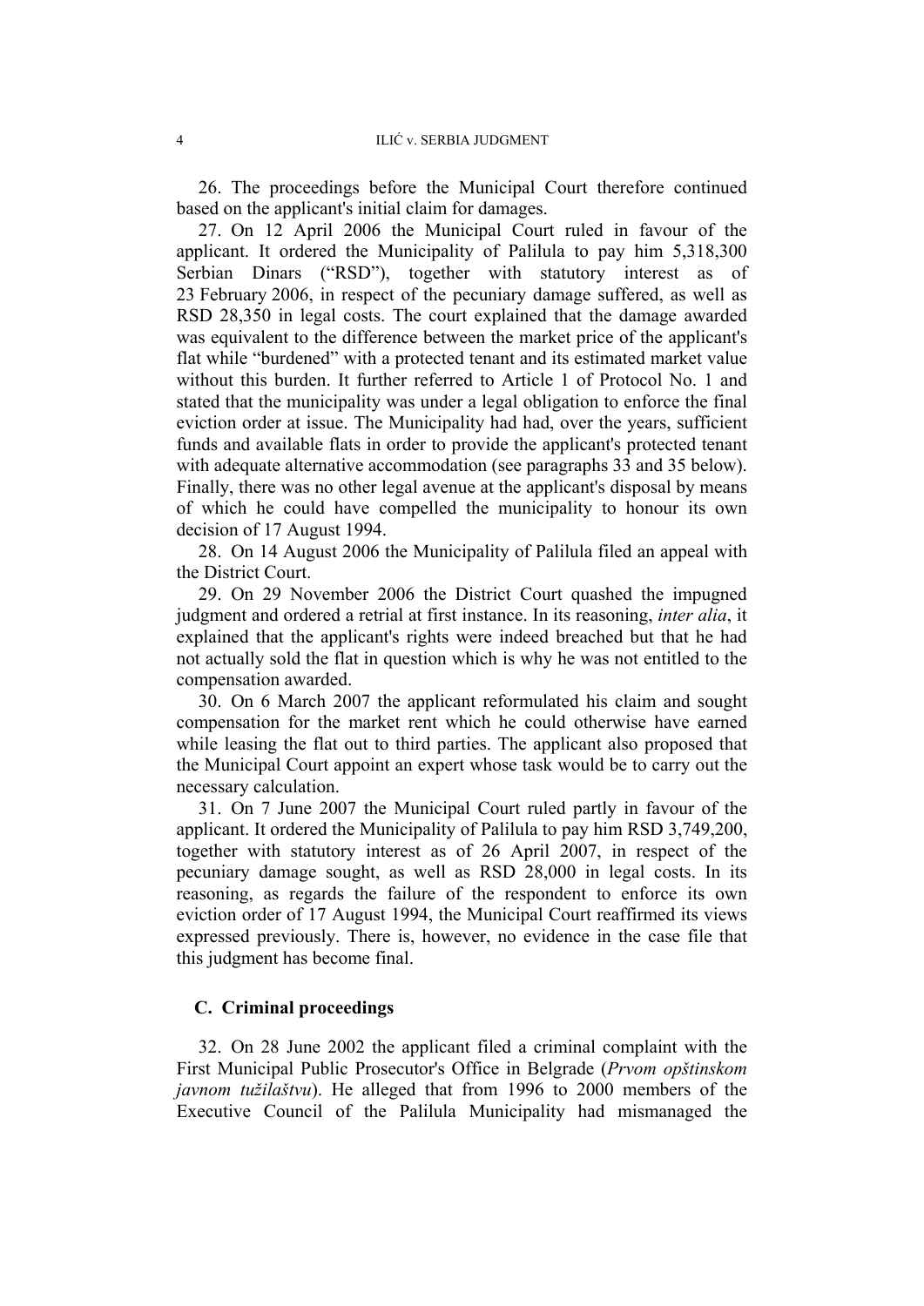26. The proceedings before the Municipal Court therefore continued based on the applicant's initial claim for damages.

27. On 12 April 2006 the Municipal Court ruled in favour of the applicant. It ordered the Municipality of Palilula to pay him 5,318,300 Serbian Dinars ("RSD"), together with statutory interest as of 23 February 2006, in respect of the pecuniary damage suffered, as well as RSD 28,350 in legal costs. The court explained that the damage awarded was equivalent to the difference between the market price of the applicant's flat while "burdened" with a protected tenant and its estimated market value without this burden. It further referred to Article 1 of Protocol No. 1 and stated that the municipality was under a legal obligation to enforce the final eviction order at issue. The Municipality had had, over the years, sufficient funds and available flats in order to provide the applicant's protected tenant with adequate alternative accommodation (see paragraphs 33 and 35 below). Finally, there was no other legal avenue at the applicant's disposal by means of which he could have compelled the municipality to honour its own decision of 17 August 1994.

28. On 14 August 2006 the Municipality of Palilula filed an appeal with the District Court.

29. On 29 November 2006 the District Court quashed the impugned judgment and ordered a retrial at first instance. In its reasoning, *inter alia*, it explained that the applicant's rights were indeed breached but that he had not actually sold the flat in question which is why he was not entitled to the compensation awarded.

30. On 6 March 2007 the applicant reformulated his claim and sought compensation for the market rent which he could otherwise have earned while leasing the flat out to third parties. The applicant also proposed that the Municipal Court appoint an expert whose task would be to carry out the necessary calculation.

31. On 7 June 2007 the Municipal Court ruled partly in favour of the applicant. It ordered the Municipality of Palilula to pay him RSD 3,749,200, together with statutory interest as of 26 April 2007, in respect of the pecuniary damage sought, as well as RSD 28,000 in legal costs. In its reasoning, as regards the failure of the respondent to enforce its own eviction order of 17 August 1994, the Municipal Court reaffirmed its views expressed previously. There is, however, no evidence in the case file that this judgment has become final.

### C. Criminal proceedings

32. On 28 June 2002 the applicant filed a criminal complaint with the First Municipal Public Prosecutor's Office in Belgrade (*Prvom opštinskom javnom tužilaštvu*). He alleged that from 1996 to 2000 members of the Executive Council of the Palilula Municipality had mismanaged the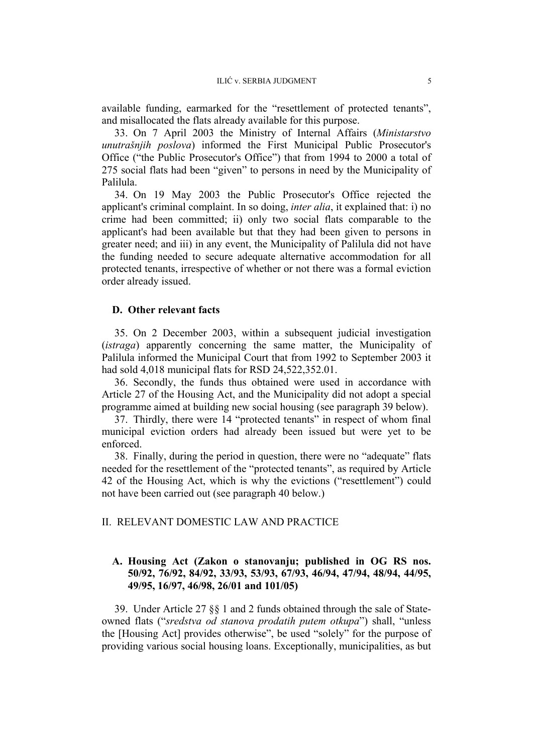available funding, earmarked for the "resettlement of protected tenants", and misallocated the flats already available for this purpose.

33. On 7 April 2003 the Ministry of Internal Affairs (*Ministarstvo unutrašnjih poslova*) informed the First Municipal Public Prosecutor's Office ("the Public Prosecutor's Office") that from 1994 to 2000 a total of 275 social flats had been "given" to persons in need by the Municipality of Palilula.

34. On 19 May 2003 the Public Prosecutor's Office rejected the applicant's criminal complaint. In so doing, *inter alia*, it explained that: i) no crime had been committed; ii) only two social flats comparable to the applicant's had been available but that they had been given to persons in greater need; and iii) in any event, the Municipality of Palilula did not have the funding needed to secure adequate alternative accommodation for all protected tenants, irrespective of whether or not there was a formal eviction order already issued.

### D. Other relevant facts

35. On 2 December 2003, within a subsequent judicial investigation (*istraga*) apparently concerning the same matter, the Municipality of Palilula informed the Municipal Court that from 1992 to September 2003 it had sold 4,018 municipal flats for RSD 24,522,352.01.

36. Secondly, the funds thus obtained were used in accordance with Article 27 of the Housing Act, and the Municipality did not adopt a special programme aimed at building new social housing (see paragraph 39 below).

37. Thirdly, there were 14 "protected tenants" in respect of whom final municipal eviction orders had already been issued but were yet to be enforced.

38. Finally, during the period in question, there were no "adequate" flats needed for the resettlement of the "protected tenants", as required by Article 42 of the Housing Act, which is why the evictions ("resettlement") could not have been carried out (see paragraph 40 below.)

## II. RELEVANT DOMESTIC LAW AND PRACTICE

### A. Housing Act (Zakon o stanovanju; published in OG RS nos. 50/92, 76/92, 84/92, 33/93, 53/93, 67/93, 46/94, 47/94, 48/94, 44/95, 49/95, 16/97, 46/98, 26/01 and 101/05)

39. Under Article 27 §§ 1 and 2 funds obtained through the sale of State-owned flats ("*sredstva od stanova prodatih putem otkupa*") shall, "unless the [Housing Act] provides otherwise", be used "solely" for the purpose of providing various social housing loans. Exceptionally, municipalities, as but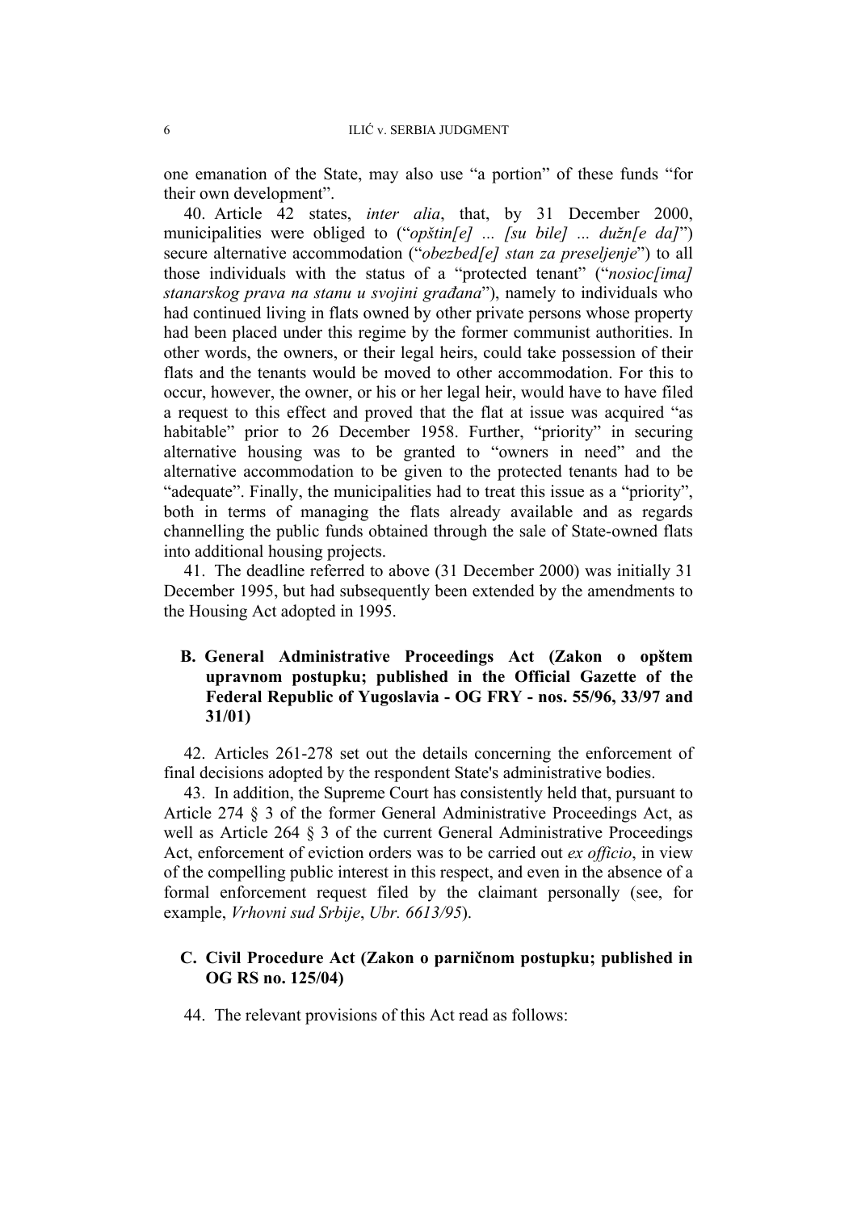one emanation of the State, may also use "a portion" of these funds "for their own development".

40. Article 42 states, *inter alia*, that, by 31 December 2000, municipalities were obliged to ("*opštin[e] ... [su bile] ... dužn[e da]*") secure alternative accommodation ("*obezbed[e] stan za preseljenje*") to all those individuals with the status of a "protected tenant" ("*nosioc[ima] stanarskog prava na stanu u svojini građana*"), namely to individuals who had continued living in flats owned by other private persons whose property had been placed under this regime by the former communist authorities. In other words, the owners, or their legal heirs, could take possession of their flats and the tenants would be moved to other accommodation. For this to occur, however, the owner, or his or her legal heir, would have to have filed a request to this effect and proved that the flat at issue was acquired "as habitable" prior to 26 December 1958. Further, "priority" in securing alternative housing was to be granted to "owners in need" and the alternative accommodation to be given to the protected tenants had to be "adequate". Finally, the municipalities had to treat this issue as a "priority", both in terms of managing the flats already available and as regards channelling the public funds obtained through the sale of State-owned flats into additional housing projects.

41. The deadline referred to above (31 December 2000) was initially 31 December 1995, but had subsequently been extended by the amendments to the Housing Act adopted in 1995.

### B. General Administrative Proceedings Act (Zakon o opštem upravnom postupku; published in the Official Gazette of the Federal Republic of Yugoslavia - OG FRY - nos. 55/96, 33/97 and 31/01)

42. Articles 261-278 set out the details concerning the enforcement of final decisions adopted by the respondent State's administrative bodies.

43. In addition, the Supreme Court has consistently held that, pursuant to Article 274 § 3 of the former General Administrative Proceedings Act, as well as Article 264 § 3 of the current General Administrative Proceedings Act, enforcement of eviction orders was to be carried out *ex officio*, in view of the compelling public interest in this respect, and even in the absence of a formal enforcement request filed by the claimant personally (see, for example, *Vrhovni sud Srbije*, *Ubr. 6613/95*).

### C. Civil Procedure Act (Zakon o parničnom postupku; published in OG RS no. 125/04)

44. The relevant provisions of this Act read as follows: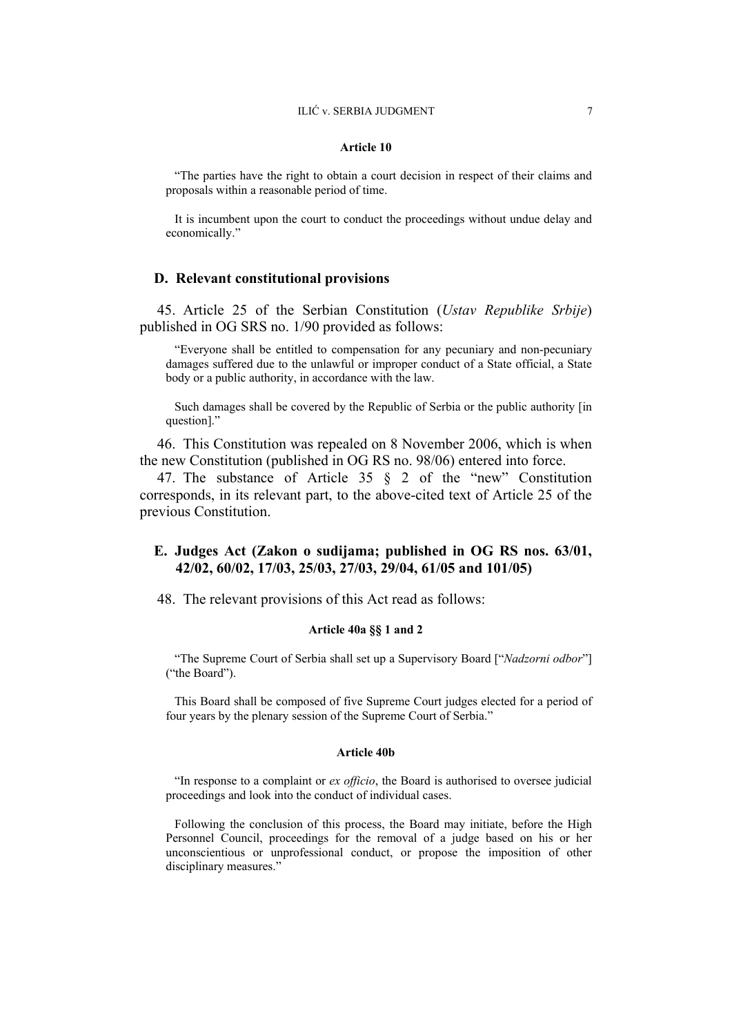#### Article 10

"The parties have the right to obtain a court decision in respect of their claims and proposals within a reasonable period of time.

It is incumbent upon the court to conduct the proceedings without undue delay and economically."

### D. Relevant constitutional provisions

45. Article 25 of the Serbian Constitution (*Ustav Republike Srbije*) published in OG SRS no. 1/90 provided as follows:

"Everyone shall be entitled to compensation for any pecuniary and non-pecuniary damages suffered due to the unlawful or improper conduct of a State official, a State body or a public authority, in accordance with the law.

Such damages shall be covered by the Republic of Serbia or the public authority [in question]."

46. This Constitution was repealed on 8 November 2006, which is when the new Constitution (published in OG RS no. 98/06) entered into force.

47. The substance of Article 35 § 2 of the "new" Constitution corresponds, in its relevant part, to the above-cited text of Article 25 of the previous Constitution.

### E. Judges Act (Zakon o sudijama; published in OG RS nos. 63/01, 42/02, 60/02, 17/03, 25/03, 27/03, 29/04, 61/05 and 101/05)

48. The relevant provisions of this Act read as follows:

#### Article 40a §§ 1 and 2

"The Supreme Court of Serbia shall set up a Supervisory Board ["*Nadzorni odbor*"] ("the Board").

This Board shall be composed of five Supreme Court judges elected for a period of four years by the plenary session of the Supreme Court of Serbia."

#### Article 40b

"In response to a complaint or *ex officio*, the Board is authorised to oversee judicial proceedings and look into the conduct of individual cases.

Following the conclusion of this process, the Board may initiate, before the High Personnel Council, proceedings for the removal of a judge based on his or her unconscientious or unprofessional conduct, or propose the imposition of other disciplinary measures."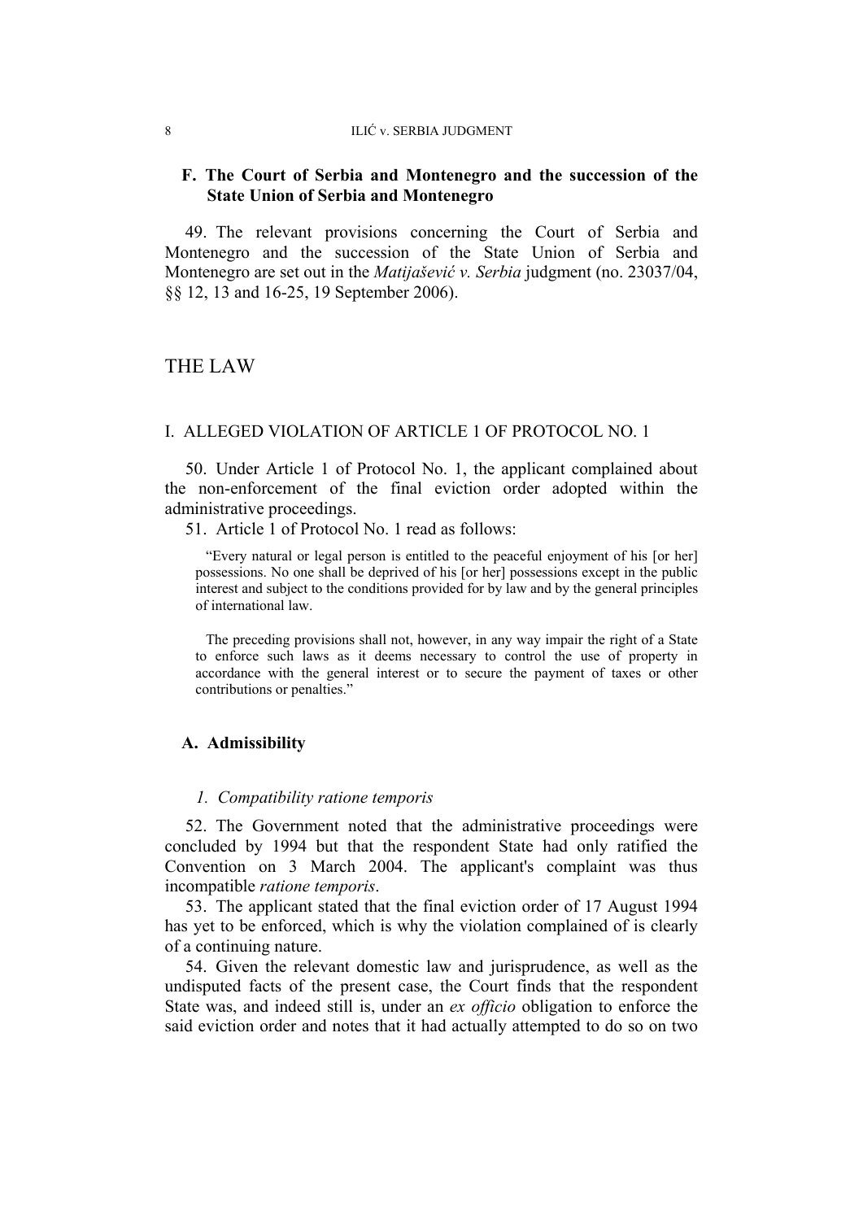### F. The Court of Serbia and Montenegro and the succession of the State Union of Serbia and Montenegro

49. The relevant provisions concerning the Court of Serbia and Montenegro and the succession of the State Union of Serbia and Montenegro are set out in the *Matijašević v. Serbia* judgment (no. 23037/04, §§ 12, 13 and 16-25, 19 September 2006).

# THE LAW

## I. ALLEGED VIOLATION OF ARTICLE 1 OF PROTOCOL No. 1

50. Under Article 1 of Protocol No. 1, the applicant complained about the non-enforcement of the final eviction order adopted within the administrative proceedings.

51. Article 1 of Protocol No. 1 read as follows:

> "Every natural or legal person is entitled to the peaceful enjoyment of his [or her] possessions. No one shall be deprived of his [or her] possessions except in the public interest and subject to the conditions provided for by law and by the general principles of international law.
>
> The preceding provisions shall not, however, in any way impair the right of a State to enforce such laws as it deems necessary to control the use of property in accordance with the general interest or to secure the payment of taxes or other contributions or penalties."

### A. Admissibility

#### *1. Compatibility ratione temporis*

52. The Government noted that the administrative proceedings were concluded by 1994 but that the respondent State had only ratified the Convention on 3 March 2004. The applicant's complaint was thus incompatible *ratione temporis*.

53. The applicant stated that the final eviction order of 17 August 1994 has yet to be enforced, which is why the violation complained of is clearly of a continuing nature.

54. Given the relevant domestic law and jurisprudence, as well as the undisputed facts of the present case, the Court finds that the respondent State was, and indeed still is, under an *ex officio* obligation to enforce the said eviction order and notes that it had actually attempted to do so on two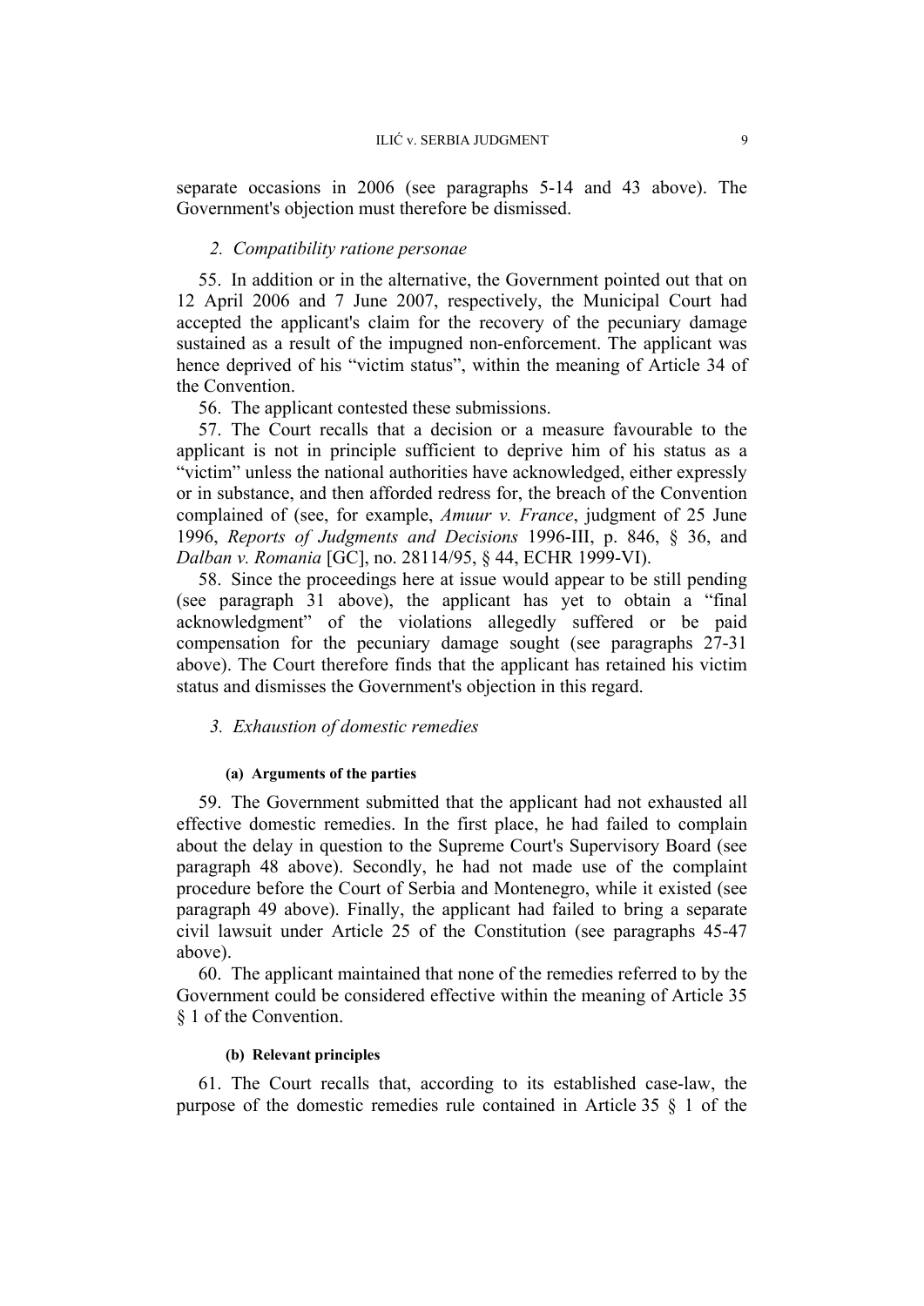separate occasions in 2006 (see paragraphs 5-14 and 43 above). The Government's objection must therefore be dismissed.

### *2. Compatibility ratione personae*

55. In addition or in the alternative, the Government pointed out that on 12 April 2006 and 7 June 2007, respectively, the Municipal Court had accepted the applicant's claim for the recovery of the pecuniary damage sustained as a result of the impugned non-enforcement. The applicant was hence deprived of his "victim status", within the meaning of Article 34 of the Convention.

56. The applicant contested these submissions.

57. The Court recalls that a decision or a measure favourable to the applicant is not in principle sufficient to deprive him of his status as a "victim" unless the national authorities have acknowledged, either expressly or in substance, and then afforded redress for, the breach of the Convention complained of (see, for example, *Amuur v. France*, judgment of 25 June 1996, *Reports of Judgments and Decisions* 1996-III, p. 846, § 36, and *Dalban v. Romania* [GC], no. 28114/95, § 44, ECHR 1999-VI).

58. Since the proceedings here at issue would appear to be still pending (see paragraph 31 above), the applicant has yet to obtain a "final acknowledgment" of the violations allegedly suffered or be paid compensation for the pecuniary damage sought (see paragraphs 27-31 above). The Court therefore finds that the applicant has retained his victim status and dismisses the Government's objection in this regard.

### *3. Exhaustion of domestic remedies*

#### **(a) Arguments of the parties**

59. The Government submitted that the applicant had not exhausted all effective domestic remedies. In the first place, he had failed to complain about the delay in question to the Supreme Court's Supervisory Board (see paragraph 48 above). Secondly, he had not made use of the complaint procedure before the Court of Serbia and Montenegro, while it existed (see paragraph 49 above). Finally, the applicant had failed to bring a separate civil lawsuit under Article 25 of the Constitution (see paragraphs 45-47 above).

60. The applicant maintained that none of the remedies referred to by the Government could be considered effective within the meaning of Article 35 § 1 of the Convention.

#### **(b) Relevant principles**

61. The Court recalls that, according to its established case-law, the purpose of the domestic remedies rule contained in Article 35 § 1 of the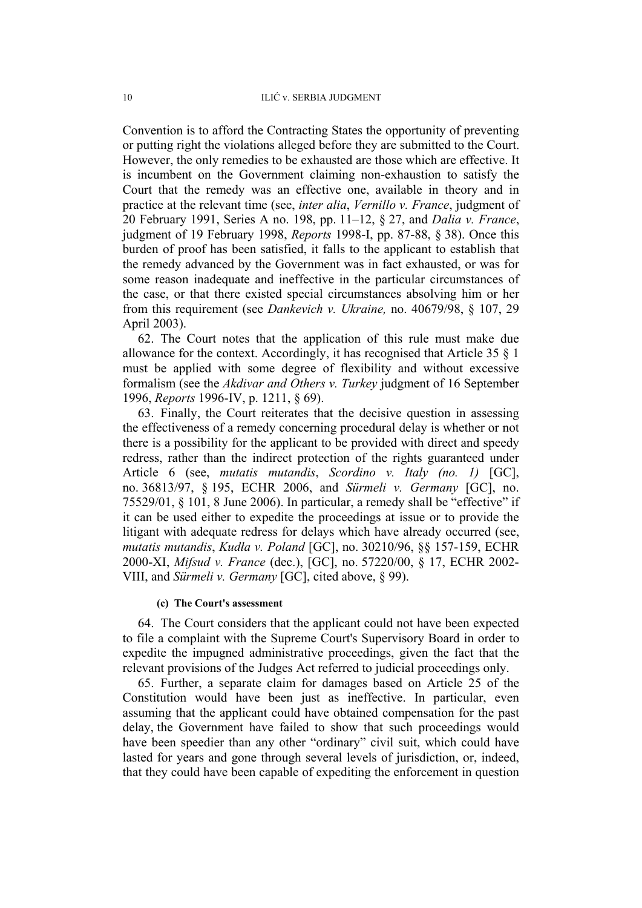Convention is to afford the Contracting States the opportunity of preventing or putting right the violations alleged before they are submitted to the Court. However, the only remedies to be exhausted are those which are effective. It is incumbent on the Government claiming non-exhaustion to satisfy the Court that the remedy was an effective one, available in theory and in practice at the relevant time (see, *inter alia*, *Vernillo v. France*, judgment of 20 February 1991, Series A no. 198, pp. 11–12, § 27, and *Dalia v. France*, judgment of 19 February 1998, *Reports* 1998-I, pp. 87-88, § 38). Once this burden of proof has been satisfied, it falls to the applicant to establish that the remedy advanced by the Government was in fact exhausted, or was for some reason inadequate and ineffective in the particular circumstances of the case, or that there existed special circumstances absolving him or her from this requirement (see *Dankevich v. Ukraine,* no. 40679/98, § 107, 29 April 2003).

62. The Court notes that the application of this rule must make due allowance for the context. Accordingly, it has recognised that Article 35 § 1 must be applied with some degree of flexibility and without excessive formalism (see the *Akdivar and Others v. Turkey* judgment of 16 September 1996, *Reports* 1996-IV, p. 1211, § 69).

63. Finally, the Court reiterates that the decisive question in assessing the effectiveness of a remedy concerning procedural delay is whether or not there is a possibility for the applicant to be provided with direct and speedy redress, rather than the indirect protection of the rights guaranteed under Article 6 (see, *mutatis mutandis*, *Scordino v. Italy (no. 1)* [GC], no. 36813/97, § 195, ECHR 2006, and *Sürmeli v. Germany* [GC], no. 75529/01, § 101, 8 June 2006). In particular, a remedy shall be "effective" if it can be used either to expedite the proceedings at issue or to provide the litigant with adequate redress for delays which have already occurred (see, *mutatis mutandis*, *Kudła v. Poland* [GC], no. 30210/96, §§ 157-159, ECHR 2000-XI, *Mifsud v. France* (dec.), [GC], no. 57220/00, § 17, ECHR 2002-VIII, and *Sürmeli v. Germany* [GC], cited above, § 99).

#### (c) The Court's assessment

64. The Court considers that the applicant could not have been expected to file a complaint with the Supreme Court's Supervisory Board in order to expedite the impugned administrative proceedings, given the fact that the relevant provisions of the Judges Act referred to judicial proceedings only.

65. Further, a separate claim for damages based on Article 25 of the Constitution would have been just as ineffective. In particular, even assuming that the applicant could have obtained compensation for the past delay, the Government have failed to show that such proceedings would have been speedier than any other "ordinary" civil suit, which could have lasted for years and gone through several levels of jurisdiction, or, indeed, that they could have been capable of expediting the enforcement in question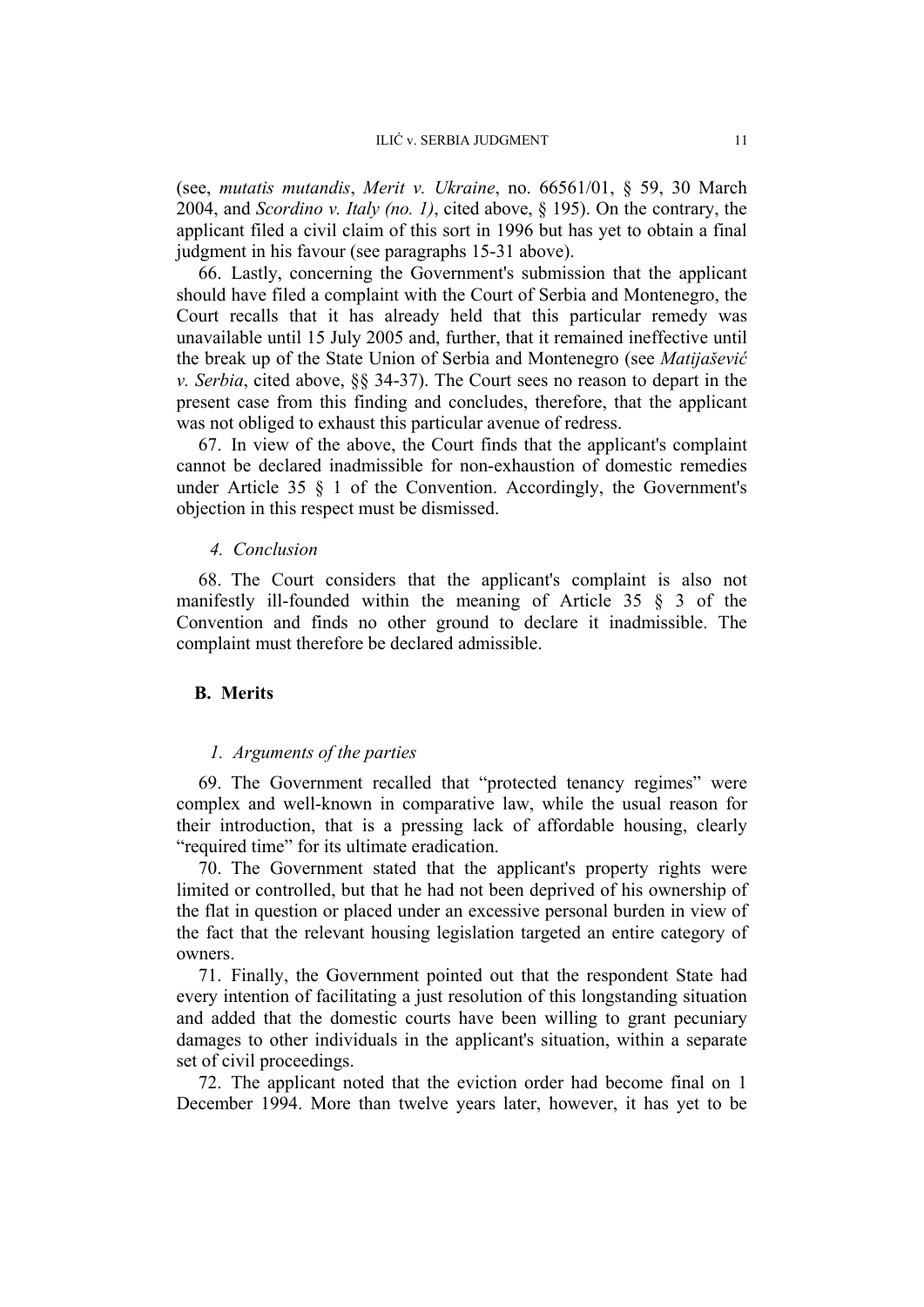(see, *mutatis mutandis*, *Merit v. Ukraine*, no. 66561/01, § 59, 30 March 2004, and *Scordino v. Italy (no. 1)*, cited above, § 195). On the contrary, the applicant filed a civil claim of this sort in 1996 but has yet to obtain a final judgment in his favour (see paragraphs 15-31 above).

66. Lastly, concerning the Government's submission that the applicant should have filed a complaint with the Court of Serbia and Montenegro, the Court recalls that it has already held that this particular remedy was unavailable until 15 July 2005 and, further, that it remained ineffective until the break up of the State Union of Serbia and Montenegro (see *Matijašević v. Serbia*, cited above, §§ 34-37). The Court sees no reason to depart in the present case from this finding and concludes, therefore, that the applicant was not obliged to exhaust this particular avenue of redress.

67. In view of the above, the Court finds that the applicant's complaint cannot be declared inadmissible for non-exhaustion of domestic remedies under Article 35 § 1 of the Convention. Accordingly, the Government's objection in this respect must be dismissed.

#### *4. Conclusion*

68. The Court considers that the applicant's complaint is also not manifestly ill-founded within the meaning of Article 35 § 3 of the Convention and finds no other ground to declare it inadmissible. The complaint must therefore be declared admissible.

### **B. Merits**

#### *1. Arguments of the parties*

69. The Government recalled that "protected tenancy regimes" were complex and well-known in comparative law, while the usual reason for their introduction, that is a pressing lack of affordable housing, clearly "required time" for its ultimate eradication.

70. The Government stated that the applicant's property rights were limited or controlled, but that he had not been deprived of his ownership of the flat in question or placed under an excessive personal burden in view of the fact that the relevant housing legislation targeted an entire category of owners.

71. Finally, the Government pointed out that the respondent State had every intention of facilitating a just resolution of this longstanding situation and added that the domestic courts have been willing to grant pecuniary damages to other individuals in the applicant's situation, within a separate set of civil proceedings.

72. The applicant noted that the eviction order had become final on 1 December 1994. More than twelve years later, however, it has yet to be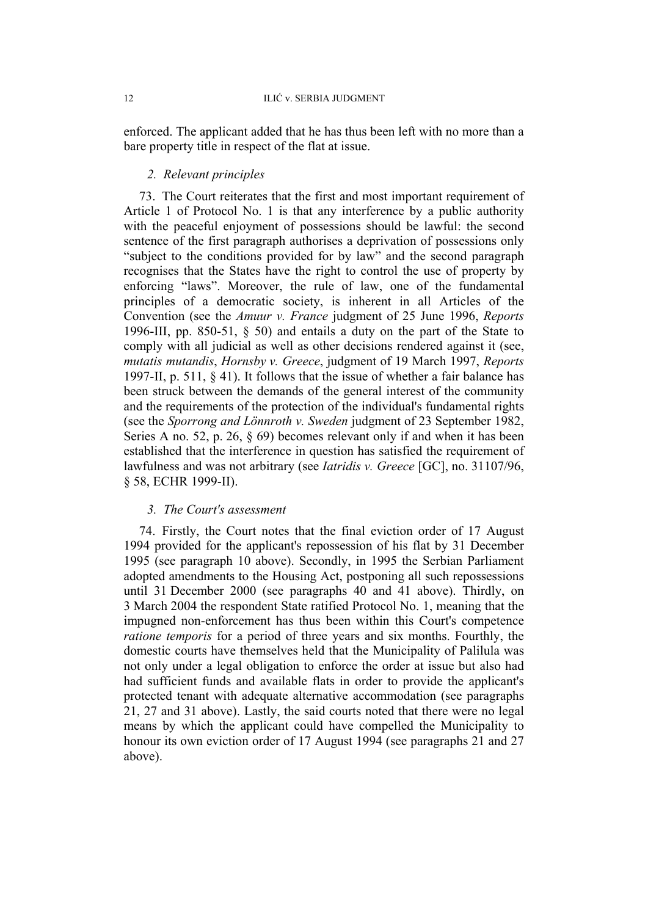enforced. The applicant added that he has thus been left with no more than a bare property title in respect of the flat at issue.

### *2. Relevant principles*

73. The Court reiterates that the first and most important requirement of Article 1 of Protocol No. 1 is that any interference by a public authority with the peaceful enjoyment of possessions should be lawful: the second sentence of the first paragraph authorises a deprivation of possessions only "subject to the conditions provided for by law" and the second paragraph recognises that the States have the right to control the use of property by enforcing "laws". Moreover, the rule of law, one of the fundamental principles of a democratic society, is inherent in all Articles of the Convention (see the *Amuur v. France* judgment of 25 June 1996, *Reports* 1996-III, pp. 850-51, § 50) and entails a duty on the part of the State to comply with all judicial as well as other decisions rendered against it (see, *mutatis mutandis*, *Hornsby v. Greece*, judgment of 19 March 1997, *Reports* 1997-II, p. 511, § 41). It follows that the issue of whether a fair balance has been struck between the demands of the general interest of the community and the requirements of the protection of the individual's fundamental rights (see the *Sporrong and Lönnroth v. Sweden* judgment of 23 September 1982, Series A no. 52, p. 26, § 69) becomes relevant only if and when it has been established that the interference in question has satisfied the requirement of lawfulness and was not arbitrary (see *Iatridis v. Greece* [GC], no. 31107/96, § 58, ECHR 1999-II).

### *3. The Court's assessment*

74. Firstly, the Court notes that the final eviction order of 17 August 1994 provided for the applicant's repossession of his flat by 31 December 1995 (see paragraph 10 above). Secondly, in 1995 the Serbian Parliament adopted amendments to the Housing Act, postponing all such repossessions until 31 December 2000 (see paragraphs 40 and 41 above). Thirdly, on 3 March 2004 the respondent State ratified Protocol No. 1, meaning that the impugned non-enforcement has thus been within this Court's competence *ratione temporis* for a period of three years and six months. Fourthly, the domestic courts have themselves held that the Municipality of Palilula was not only under a legal obligation to enforce the order at issue but also had had sufficient funds and available flats in order to provide the applicant's protected tenant with adequate alternative accommodation (see paragraphs 21, 27 and 31 above). Lastly, the said courts noted that there were no legal means by which the applicant could have compelled the Municipality to honour its own eviction order of 17 August 1994 (see paragraphs 21 and 27 above).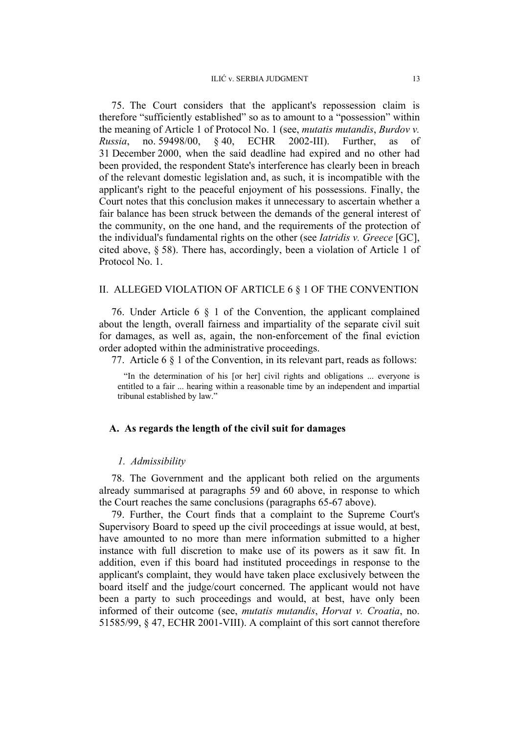75. The Court considers that the applicant's repossession claim is therefore "sufficiently established" so as to amount to a "possession" within the meaning of Article 1 of Protocol No. 1 (see, *mutatis mutandis*, *Burdov v. Russia*, no. 59498/00, § 40, ECHR 2002-III). Further, as of 31 December 2000, when the said deadline had expired and no other had been provided, the respondent State's interference has clearly been in breach of the relevant domestic legislation and, as such, it is incompatible with the applicant's right to the peaceful enjoyment of his possessions. Finally, the Court notes that this conclusion makes it unnecessary to ascertain whether a fair balance has been struck between the demands of the general interest of the community, on the one hand, and the requirements of the protection of the individual's fundamental rights on the other (see *Iatridis v. Greece* [GC], cited above, § 58). There has, accordingly, been a violation of Article 1 of Protocol No. 1.

## II. ALLEGED VIOLATION OF ARTICLE 6 § 1 OF THE CONVENTION

76. Under Article 6 § 1 of the Convention, the applicant complained about the length, overall fairness and impartiality of the separate civil suit for damages, as well as, again, the non-enforcement of the final eviction order adopted within the administrative proceedings.

77. Article 6 § 1 of the Convention, in its relevant part, reads as follows:

> "In the determination of his [or her] civil rights and obligations ... everyone is entitled to a fair ... hearing within a reasonable time by an independent and impartial tribunal established by law."

### A. As regards the length of the civil suit for damages

#### *1. Admissibility*

78. The Government and the applicant both relied on the arguments already summarised at paragraphs 59 and 60 above, in response to which the Court reaches the same conclusions (paragraphs 65-67 above).

79. Further, the Court finds that a complaint to the Supreme Court's Supervisory Board to speed up the civil proceedings at issue would, at best, have amounted to no more than mere information submitted to a higher instance with full discretion to make use of its powers as it saw fit. In addition, even if this board had instituted proceedings in response to the applicant's complaint, they would have taken place exclusively between the board itself and the judge/court concerned. The applicant would not have been a party to such proceedings and would, at best, have only been informed of their outcome (see, *mutatis mutandis*, *Horvat v. Croatia*, no. 51585/99, § 47, ECHR 2001-VIII). A complaint of this sort cannot therefore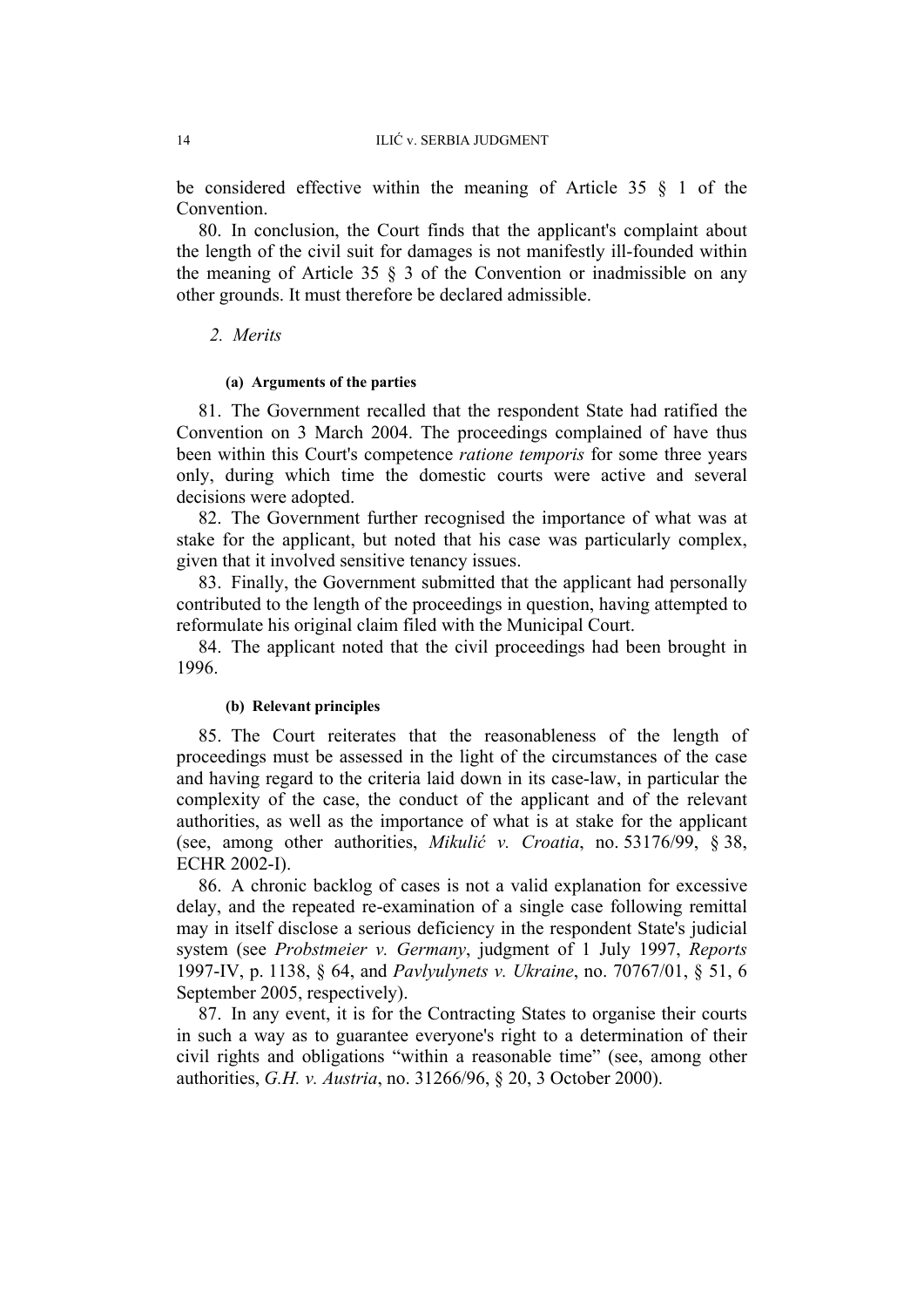be considered effective within the meaning of Article 35 § 1 of the Convention.

80. In conclusion, the Court finds that the applicant's complaint about the length of the civil suit for damages is not manifestly ill-founded within the meaning of Article 35 § 3 of the Convention or inadmissible on any other grounds. It must therefore be declared admissible.

## 2. *Merits*

#### (a) Arguments of the parties

81. The Government recalled that the respondent State had ratified the Convention on 3 March 2004. The proceedings complained of have thus been within this Court's competence *ratione temporis* for some three years only, during which time the domestic courts were active and several decisions were adopted.

82. The Government further recognised the importance of what was at stake for the applicant, but noted that his case was particularly complex, given that it involved sensitive tenancy issues.

83. Finally, the Government submitted that the applicant had personally contributed to the length of the proceedings in question, having attempted to reformulate his original claim filed with the Municipal Court.

84. The applicant noted that the civil proceedings had been brought in 1996.

#### (b) Relevant principles

85. The Court reiterates that the reasonableness of the length of proceedings must be assessed in the light of the circumstances of the case and having regard to the criteria laid down in its case-law, in particular the complexity of the case, the conduct of the applicant and of the relevant authorities, as well as the importance of what is at stake for the applicant (see, among other authorities, *Mikulić v. Croatia*, no. 53176/99, § 38, ECHR 2002-I).

86. A chronic backlog of cases is not a valid explanation for excessive delay, and the repeated re-examination of a single case following remittal may in itself disclose a serious deficiency in the respondent State's judicial system (see *Probstmeier v. Germany*, judgment of 1 July 1997, *Reports* 1997-IV, p. 1138, § 64, and *Pavlyulynets v. Ukraine*, no. 70767/01, § 51, 6 September 2005, respectively).

87. In any event, it is for the Contracting States to organise their courts in such a way as to guarantee everyone's right to a determination of their civil rights and obligations "within a reasonable time" (see, among other authorities, *G.H. v. Austria*, no. 31266/96, § 20, 3 October 2000).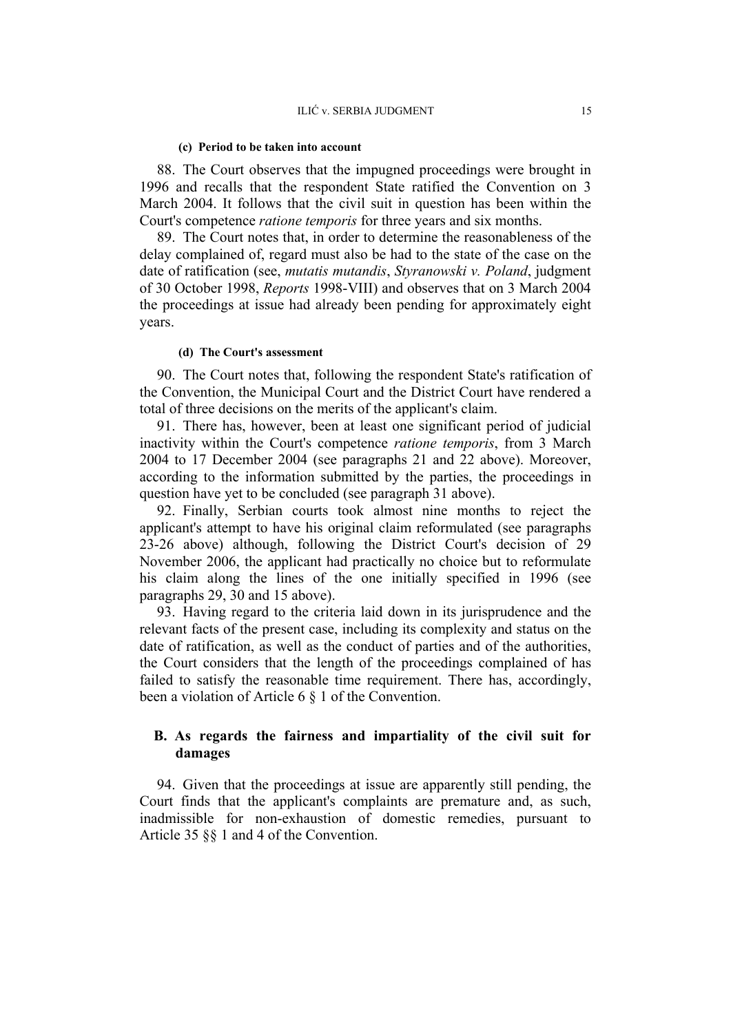#### (c) Period to be taken into account

88. The Court observes that the impugned proceedings were brought in 1996 and recalls that the respondent State ratified the Convention on 3 March 2004. It follows that the civil suit in question has been within the Court's competence *ratione temporis* for three years and six months.

89. The Court notes that, in order to determine the reasonableness of the delay complained of, regard must also be had to the state of the case on the date of ratification (see, *mutatis mutandis*, *Styranowski v. Poland*, judgment of 30 October 1998, *Reports* 1998-VIII) and observes that on 3 March 2004 the proceedings at issue had already been pending for approximately eight years.

#### (d) The Court's assessment

90. The Court notes that, following the respondent State's ratification of the Convention, the Municipal Court and the District Court have rendered a total of three decisions on the merits of the applicant's claim.

91. There has, however, been at least one significant period of judicial inactivity within the Court's competence *ratione temporis*, from 3 March 2004 to 17 December 2004 (see paragraphs 21 and 22 above). Moreover, according to the information submitted by the parties, the proceedings in question have yet to be concluded (see paragraph 31 above).

92. Finally, Serbian courts took almost nine months to reject the applicant's attempt to have his original claim reformulated (see paragraphs 23-26 above) although, following the District Court's decision of 29 November 2006, the applicant had practically no choice but to reformulate his claim along the lines of the one initially specified in 1996 (see paragraphs 29, 30 and 15 above).

93. Having regard to the criteria laid down in its jurisprudence and the relevant facts of the present case, including its complexity and status on the date of ratification, as well as the conduct of parties and of the authorities, the Court considers that the length of the proceedings complained of has failed to satisfy the reasonable time requirement. There has, accordingly, been a violation of Article 6 § 1 of the Convention.

### B. As regards the fairness and impartiality of the civil suit for damages

94. Given that the proceedings at issue are apparently still pending, the Court finds that the applicant's complaints are premature and, as such, inadmissible for non-exhaustion of domestic remedies, pursuant to Article 35 §§ 1 and 4 of the Convention.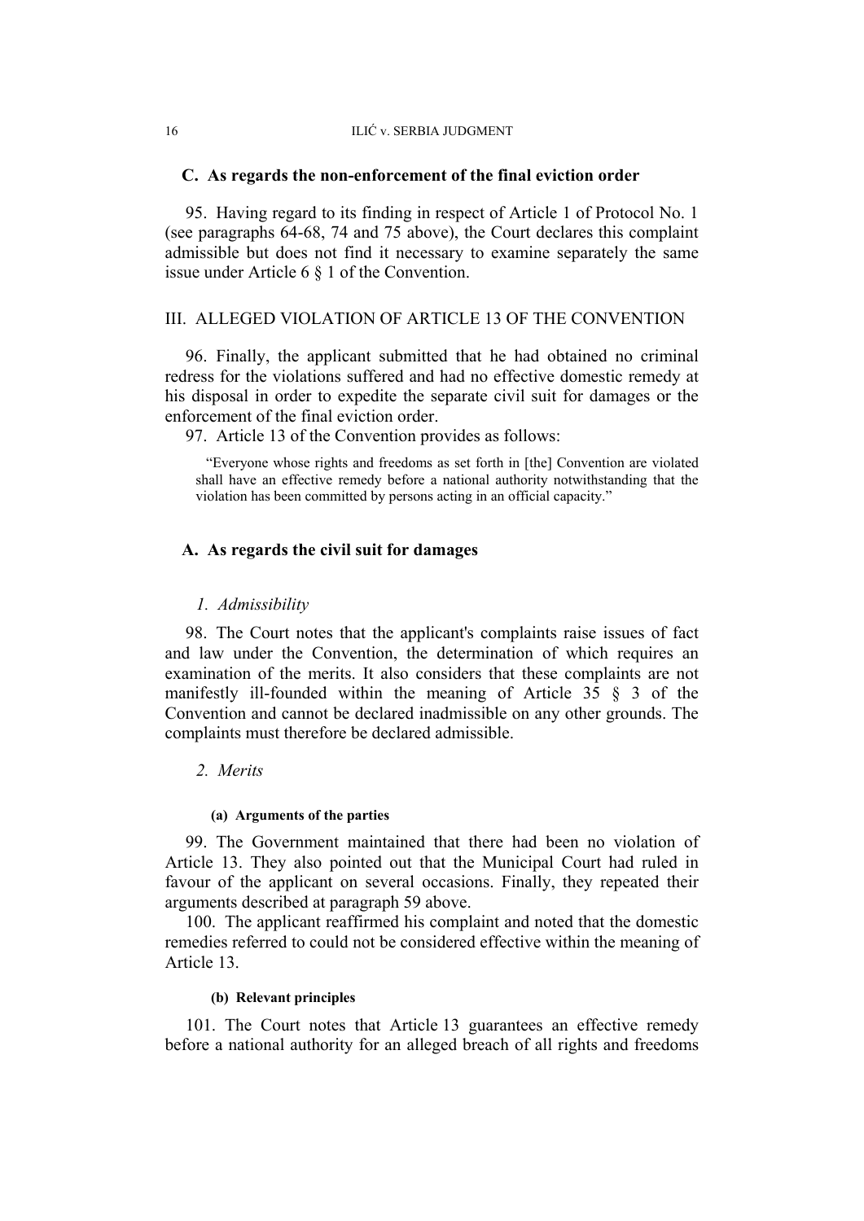### C. As regards the non-enforcement of the final eviction order

95. Having regard to its finding in respect of Article 1 of Protocol No. 1 (see paragraphs 64-68, 74 and 75 above), the Court declares this complaint admissible but does not find it necessary to examine separately the same issue under Article 6 § 1 of the Convention.

## III. ALLEGED VIOLATION OF ARTICLE 13 OF THE CONVENTION

96. Finally, the applicant submitted that he had obtained no criminal redress for the violations suffered and had no effective domestic remedy at his disposal in order to expedite the separate civil suit for damages or the enforcement of the final eviction order.

97. Article 13 of the Convention provides as follows:

> "Everyone whose rights and freedoms as set forth in [the] Convention are violated shall have an effective remedy before a national authority notwithstanding that the violation has been committed by persons acting in an official capacity."

### A. As regards the civil suit for damages

#### *1. Admissibility*

98. The Court notes that the applicant's complaints raise issues of fact and law under the Convention, the determination of which requires an examination of the merits. It also considers that these complaints are not manifestly ill-founded within the meaning of Article 35 § 3 of the Convention and cannot be declared inadmissible on any other grounds. The complaints must therefore be declared admissible.

#### *2. Merits*

##### (a) Arguments of the parties

99. The Government maintained that there had been no violation of Article 13. They also pointed out that the Municipal Court had ruled in favour of the applicant on several occasions. Finally, they repeated their arguments described at paragraph 59 above.

100. The applicant reaffirmed his complaint and noted that the domestic remedies referred to could not be considered effective within the meaning of Article 13.

##### (b) Relevant principles

101. The Court notes that Article 13 guarantees an effective remedy before a national authority for an alleged breach of all rights and freedoms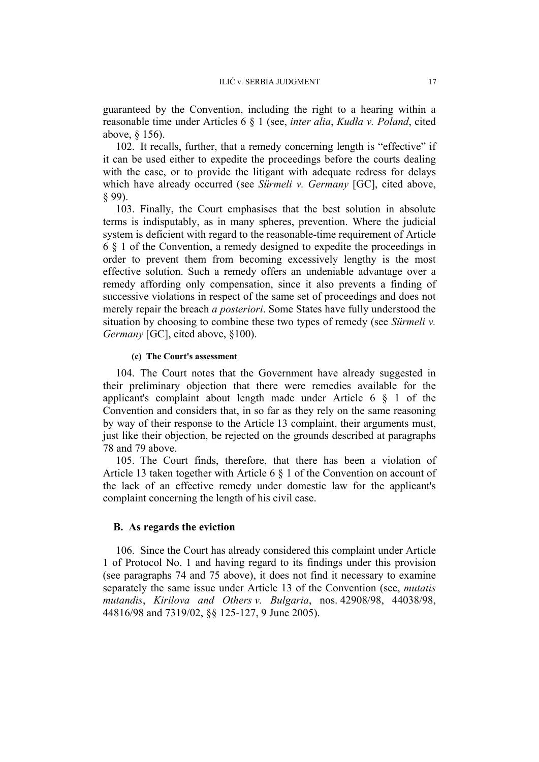guaranteed by the Convention, including the right to a hearing within a reasonable time under Articles 6 § 1 (see, *inter alia*, *Kudła v. Poland*, cited above, § 156).

102. It recalls, further, that a remedy concerning length is "effective" if it can be used either to expedite the proceedings before the courts dealing with the case, or to provide the litigant with adequate redress for delays which have already occurred (see *Sürmeli v. Germany* [GC], cited above, § 99).

103. Finally, the Court emphasises that the best solution in absolute terms is indisputably, as in many spheres, prevention. Where the judicial system is deficient with regard to the reasonable-time requirement of Article 6 § 1 of the Convention, a remedy designed to expedite the proceedings in order to prevent them from becoming excessively lengthy is the most effective solution. Such a remedy offers an undeniable advantage over a remedy affording only compensation, since it also prevents a finding of successive violations in respect of the same set of proceedings and does not merely repair the breach *a posteriori*. Some States have fully understood the situation by choosing to combine these two types of remedy (see *Sürmeli v. Germany* [GC], cited above, §100).

#### (c) The Court's assessment

104. The Court notes that the Government have already suggested in their preliminary objection that there were remedies available for the applicant's complaint about length made under Article 6 § 1 of the Convention and considers that, in so far as they rely on the same reasoning by way of their response to the Article 13 complaint, their arguments must, just like their objection, be rejected on the grounds described at paragraphs 78 and 79 above.

105. The Court finds, therefore, that there has been a violation of Article 13 taken together with Article 6 § 1 of the Convention on account of the lack of an effective remedy under domestic law for the applicant's complaint concerning the length of his civil case.

### B. As regards the eviction

106. Since the Court has already considered this complaint under Article 1 of Protocol No. 1 and having regard to its findings under this provision (see paragraphs 74 and 75 above), it does not find it necessary to examine separately the same issue under Article 13 of the Convention (see, *mutatis mutandis*, *Kirilova and Others v. Bulgaria*, nos. 42908/98, 44038/98, 44816/98 and 7319/02, §§ 125-127, 9 June 2005).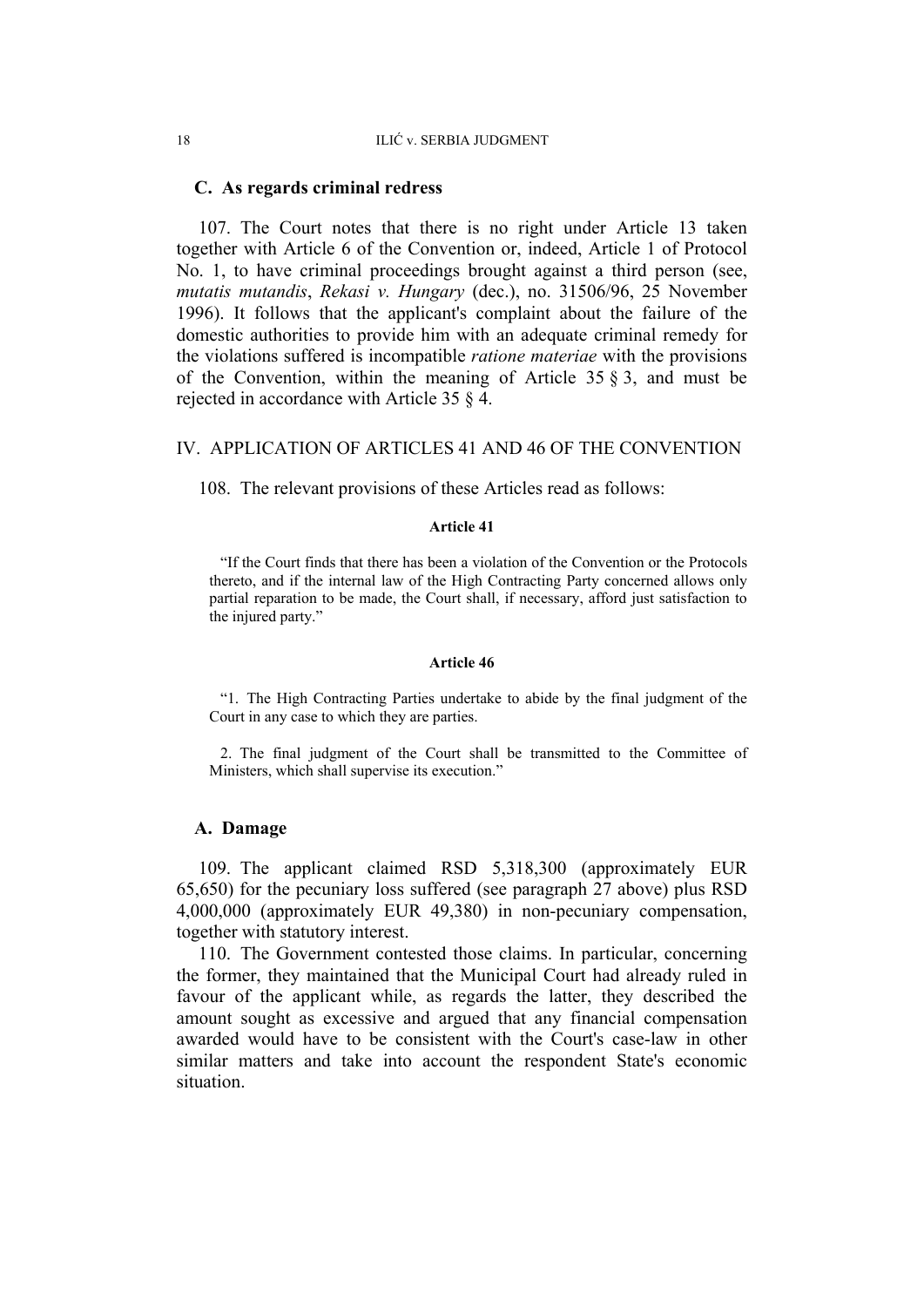### C. As regards criminal redress

107. The Court notes that there is no right under Article 13 taken together with Article 6 of the Convention or, indeed, Article 1 of Protocol No. 1, to have criminal proceedings brought against a third person (see, *mutatis mutandis*, *Rekasi v. Hungary* (dec.), no. 31506/96, 25 November 1996). It follows that the applicant's complaint about the failure of the domestic authorities to provide him with an adequate criminal remedy for the violations suffered is incompatible *ratione materiae* with the provisions of the Convention, within the meaning of Article 35 § 3, and must be rejected in accordance with Article 35 § 4.

## IV. APPLICATION OF ARTICLES 41 AND 46 OF THE CONVENTION

108. The relevant provisions of these Articles read as follows:

**Article 41**

"If the Court finds that there has been a violation of the Convention or the Protocols thereto, and if the internal law of the High Contracting Party concerned allows only partial reparation to be made, the Court shall, if necessary, afford just satisfaction to the injured party."

**Article 46**

"1. The High Contracting Parties undertake to abide by the final judgment of the Court in any case to which they are parties.

2. The final judgment of the Court shall be transmitted to the Committee of Ministers, which shall supervise its execution."

### A. Damage

109. The applicant claimed RSD 5,318,300 (approximately EUR 65,650) for the pecuniary loss suffered (see paragraph 27 above) plus RSD 4,000,000 (approximately EUR 49,380) in non-pecuniary compensation, together with statutory interest.

110. The Government contested those claims. In particular, concerning the former, they maintained that the Municipal Court had already ruled in favour of the applicant while, as regards the latter, they described the amount sought as excessive and argued that any financial compensation awarded would have to be consistent with the Court's case-law in other similar matters and take into account the respondent State's economic situation.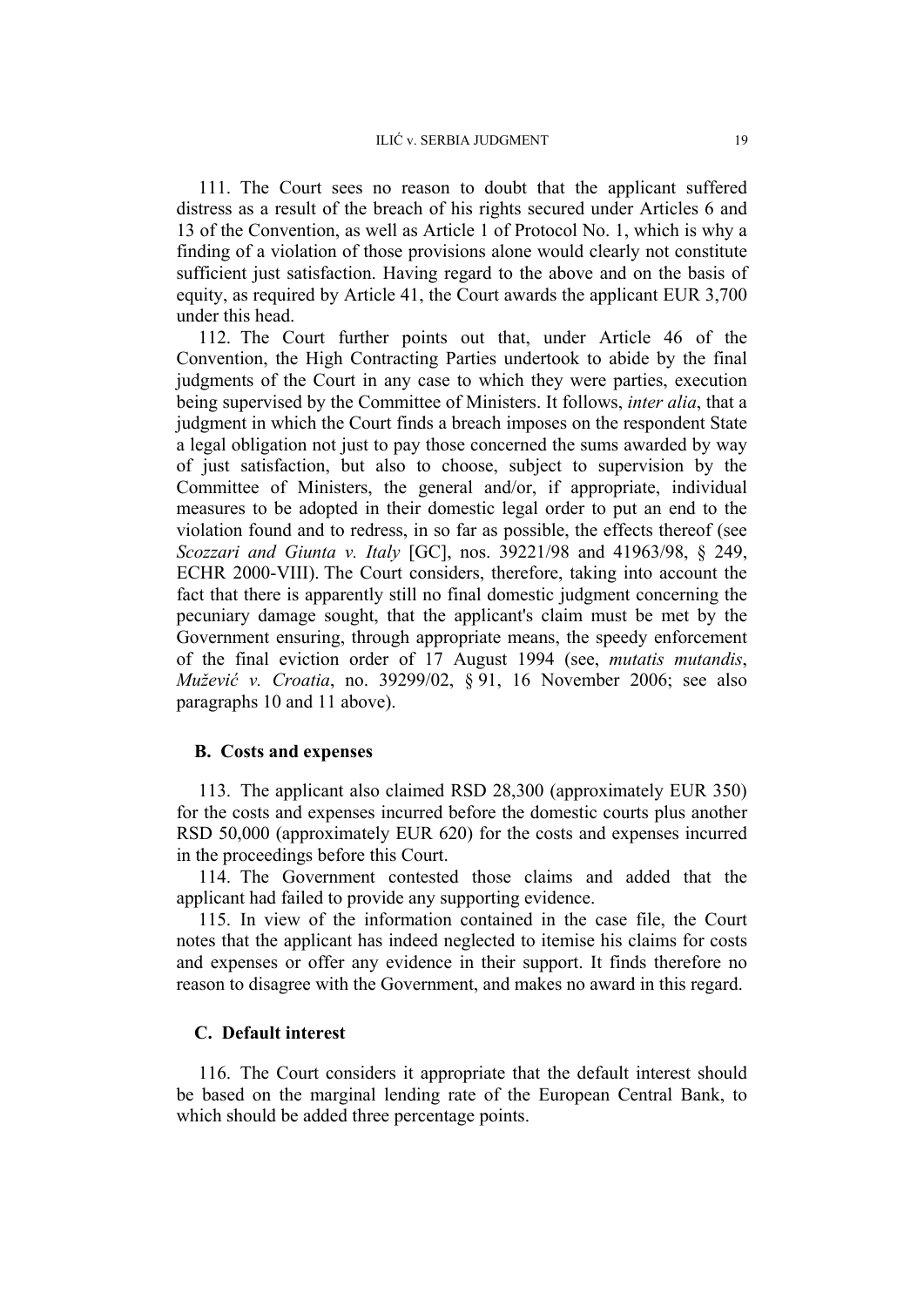111. The Court sees no reason to doubt that the applicant suffered distress as a result of the breach of his rights secured under Articles 6 and 13 of the Convention, as well as Article 1 of Protocol No. 1, which is why a finding of a violation of those provisions alone would clearly not constitute sufficient just satisfaction. Having regard to the above and on the basis of equity, as required by Article 41, the Court awards the applicant EUR 3,700 under this head.

112. The Court further points out that, under Article 46 of the Convention, the High Contracting Parties undertook to abide by the final judgments of the Court in any case to which they were parties, execution being supervised by the Committee of Ministers. It follows, *inter alia*, that a judgment in which the Court finds a breach imposes on the respondent State a legal obligation not just to pay those concerned the sums awarded by way of just satisfaction, but also to choose, subject to supervision by the Committee of Ministers, the general and/or, if appropriate, individual measures to be adopted in their domestic legal order to put an end to the violation found and to redress, in so far as possible, the effects thereof (see *Scozzari and Giunta v. Italy* [GC], nos. 39221/98 and 41963/98, § 249, ECHR 2000-VIII). The Court considers, therefore, taking into account the fact that there is apparently still no final domestic judgment concerning the pecuniary damage sought, that the applicant's claim must be met by the Government ensuring, through appropriate means, the speedy enforcement of the final eviction order of 17 August 1994 (see, *mutatis mutandis*, *Mužević v. Croatia*, no. 39299/02, § 91, 16 November 2006; see also paragraphs 10 and 11 above).

### B. Costs and expenses

113. The applicant also claimed RSD 28,300 (approximately EUR 350) for the costs and expenses incurred before the domestic courts plus another RSD 50,000 (approximately EUR 620) for the costs and expenses incurred in the proceedings before this Court.

114. The Government contested those claims and added that the applicant had failed to provide any supporting evidence.

115. In view of the information contained in the case file, the Court notes that the applicant has indeed neglected to itemise his claims for costs and expenses or offer any evidence in their support. It finds therefore no reason to disagree with the Government, and makes no award in this regard.

### C. Default interest

116. The Court considers it appropriate that the default interest should be based on the marginal lending rate of the European Central Bank, to which should be added three percentage points.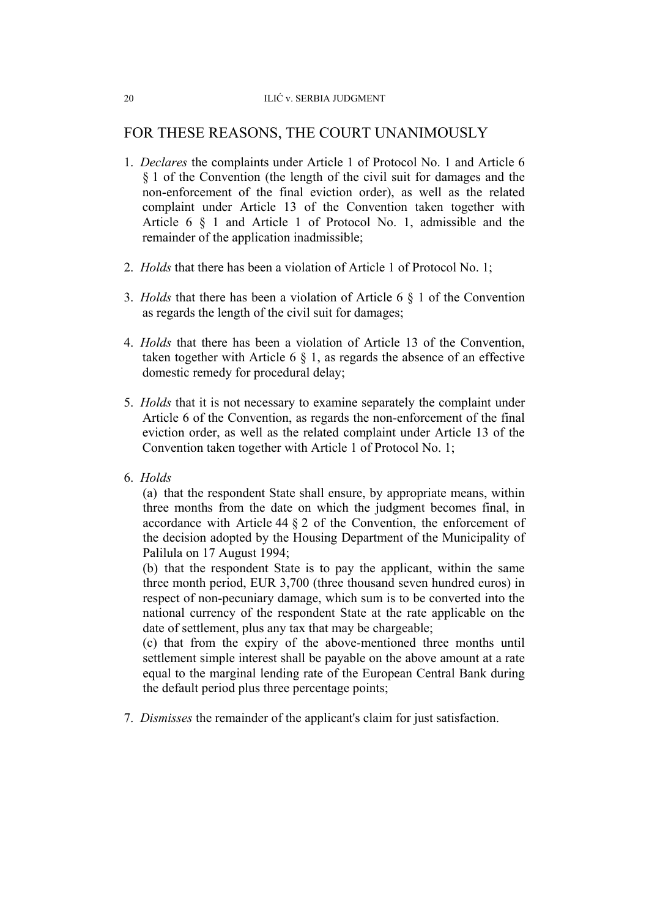## FOR THESE REASONS, THE COURT UNANIMOUSLY

1. *Declares* the complaints under Article 1 of Protocol No. 1 and Article 6 § 1 of the Convention (the length of the civil suit for damages and the non-enforcement of the final eviction order), as well as the related complaint under Article 13 of the Convention taken together with Article 6 § 1 and Article 1 of Protocol No. 1, admissible and the remainder of the application inadmissible;

2. *Holds* that there has been a violation of Article 1 of Protocol No. 1;

3. *Holds* that there has been a violation of Article 6 § 1 of the Convention as regards the length of the civil suit for damages;

4. *Holds* that there has been a violation of Article 13 of the Convention, taken together with Article 6 § 1, as regards the absence of an effective domestic remedy for procedural delay;

5. *Holds* that it is not necessary to examine separately the complaint under Article 6 of the Convention, as regards the non-enforcement of the final eviction order, as well as the related complaint under Article 13 of the Convention taken together with Article 1 of Protocol No. 1;

6. *Holds*

   (a) that the respondent State shall ensure, by appropriate means, within three months from the date on which the judgment becomes final, in accordance with Article 44 § 2 of the Convention, the enforcement of the decision adopted by the Housing Department of the Municipality of Palilula on 17 August 1994;

   (b) that the respondent State is to pay the applicant, within the same three month period, EUR 3,700 (three thousand seven hundred euros) in respect of non-pecuniary damage, which sum is to be converted into the national currency of the respondent State at the rate applicable on the date of settlement, plus any tax that may be chargeable;

   (c) that from the expiry of the above-mentioned three months until settlement simple interest shall be payable on the above amount at a rate equal to the marginal lending rate of the European Central Bank during the default period plus three percentage points;

7. *Dismisses* the remainder of the applicant's claim for just satisfaction.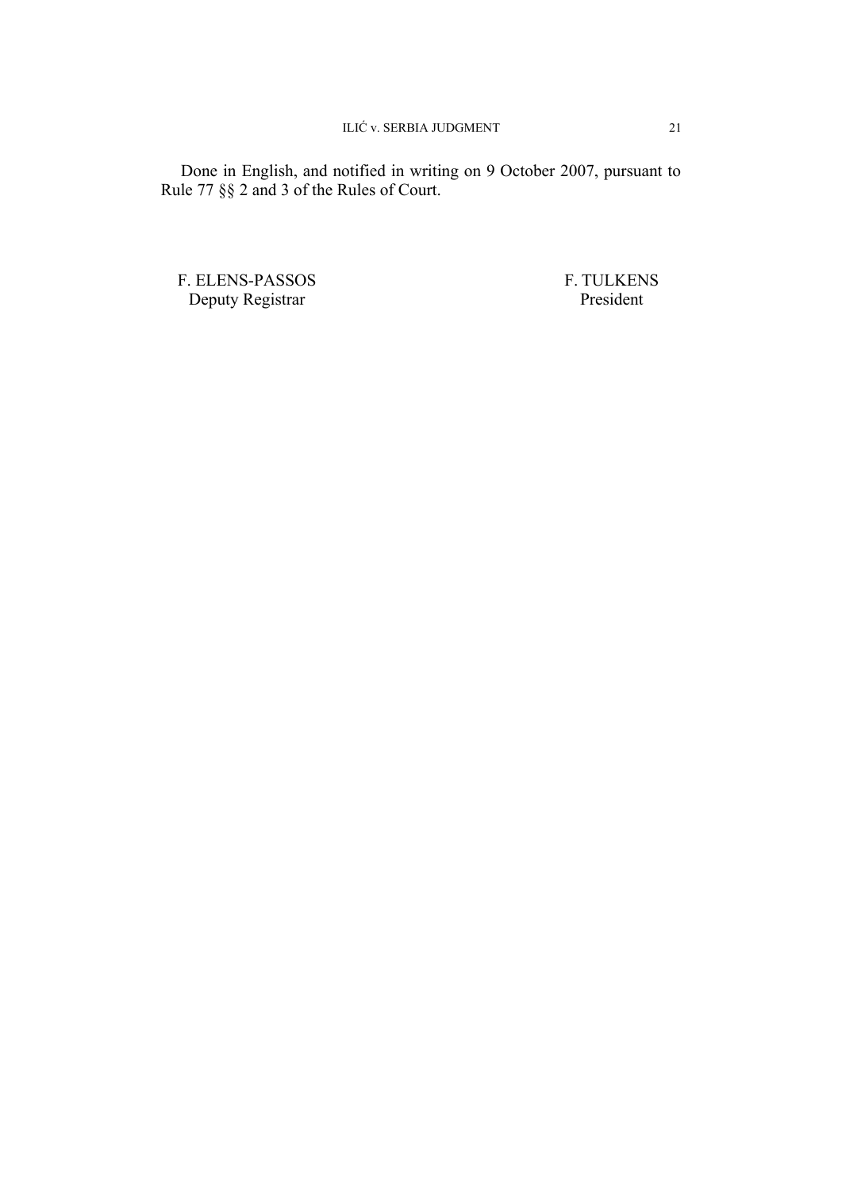Done in English, and notified in writing on 9 October 2007, pursuant to Rule 77 §§ 2 and 3 of the Rules of Court.

F. ELENS-PASSOS
Deputy Registrar

F. TULKENS
President